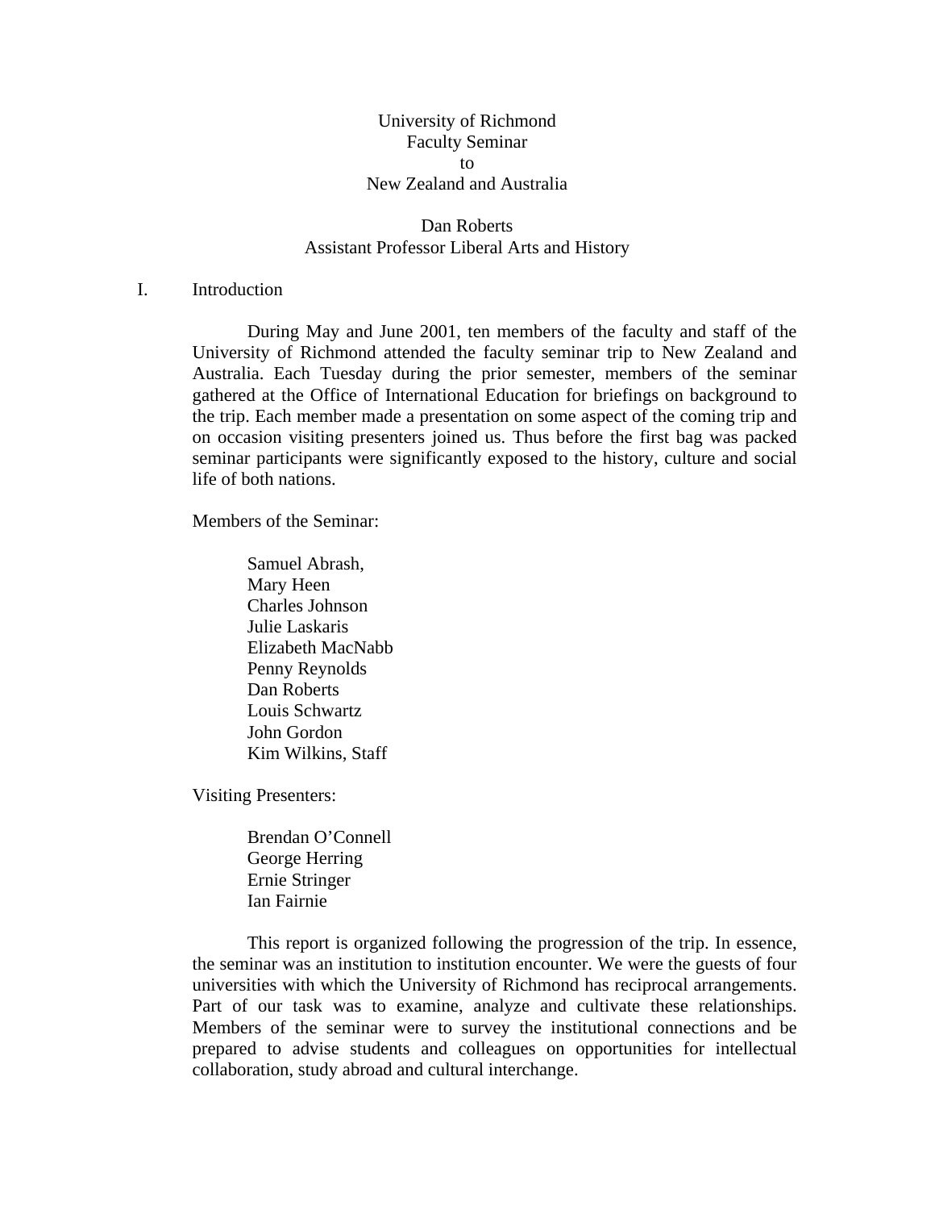# University of Richmond Faculty Seminar to New Zealand and Australia

Dan Roberts
Assistant Professor Liberal Arts and History

## I. Introduction

During May and June 2001, ten members of the faculty and staff of the University of Richmond attended the faculty seminar trip to New Zealand and Australia. Each Tuesday during the prior semester, members of the seminar gathered at the Office of International Education for briefings on background to the trip. Each member made a presentation on some aspect of the coming trip and on occasion visiting presenters joined us. Thus before the first bag was packed seminar participants were significantly exposed to the history, culture and social life of both nations.

Members of the Seminar:

- Samuel Abrash,
- Mary Heen
- Charles Johnson
- Julie Laskaris
- Elizabeth MacNabb
- Penny Reynolds
- Dan Roberts
- Louis Schwartz
- John Gordon
- Kim Wilkins, Staff

Visiting Presenters:

- Brendan O'Connell
- George Herring
- Ernie Stringer
- Ian Fairnie

This report is organized following the progression of the trip. In essence, the seminar was an institution to institution encounter. We were the guests of four universities with which the University of Richmond has reciprocal arrangements. Part of our task was to examine, analyze and cultivate these relationships. Members of the seminar were to survey the institutional connections and be prepared to advise students and colleagues on opportunities for intellectual collaboration, study abroad and cultural interchange.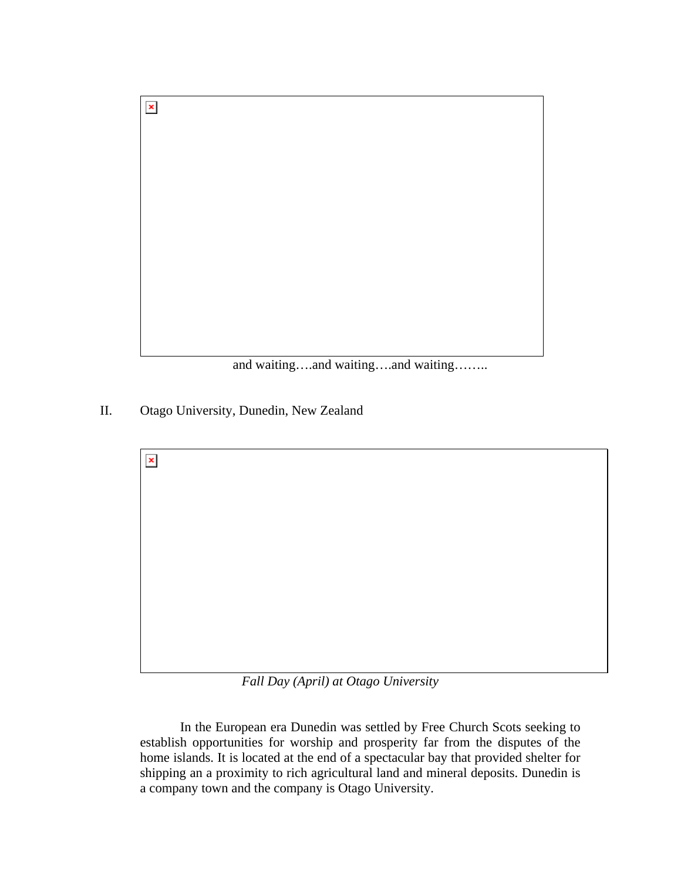and waiting….and waiting….and waiting……..

## II. Otago University, Dunedin, New Zealand

*Fall Day (April) at Otago University*

In the European era Dunedin was settled by Free Church Scots seeking to establish opportunities for worship and prosperity far from the disputes of the home islands. It is located at the end of a spectacular bay that provided shelter for shipping an a proximity to rich agricultural land and mineral deposits. Dunedin is a company town and the company is Otago University.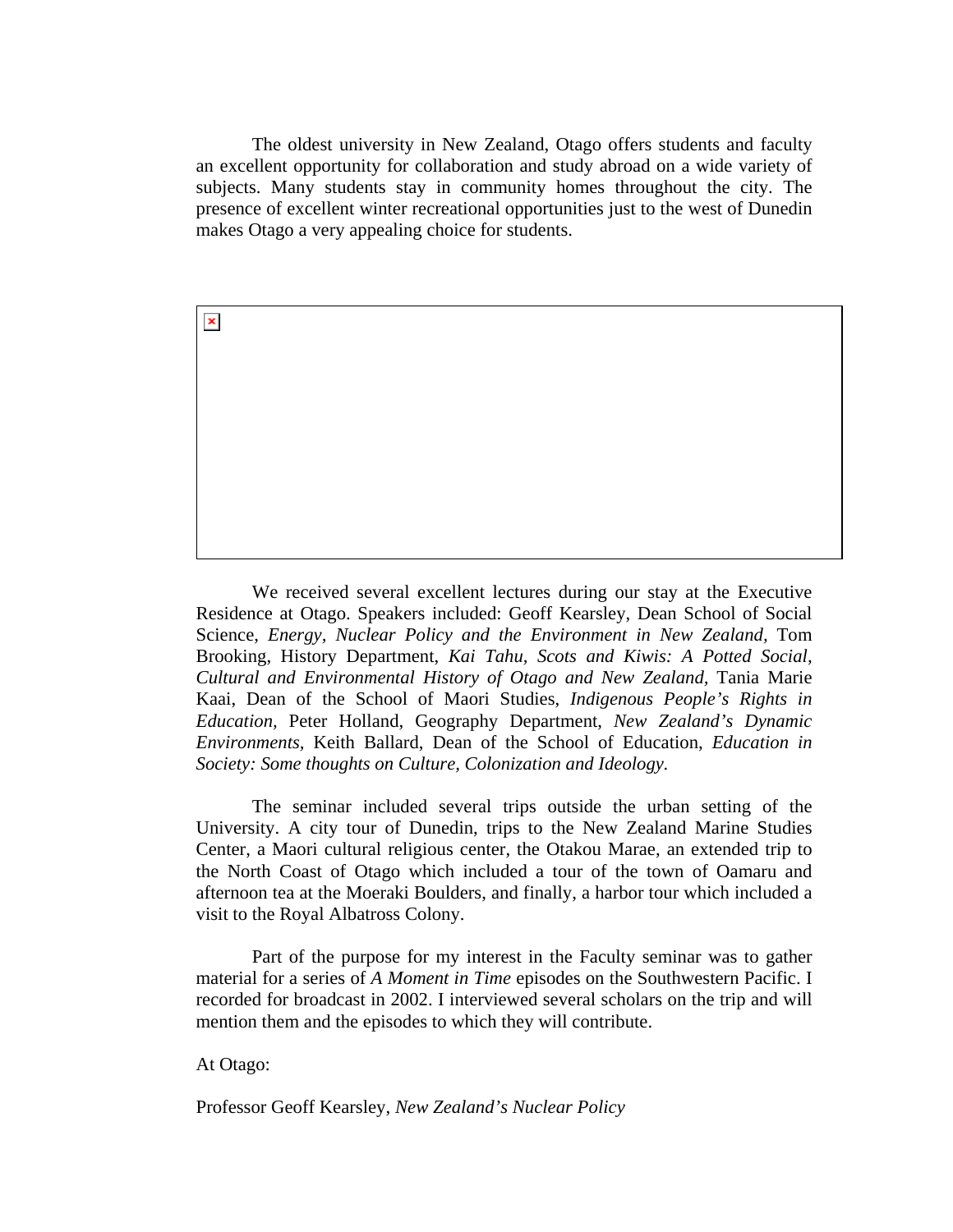The oldest university in New Zealand, Otago offers students and faculty an excellent opportunity for collaboration and study abroad on a wide variety of subjects. Many students stay in community homes throughout the city. The presence of excellent winter recreational opportunities just to the west of Dunedin makes Otago a very appealing choice for students.

We received several excellent lectures during our stay at the Executive Residence at Otago. Speakers included: Geoff Kearsley, Dean School of Social Science, *Energy, Nuclear Policy and the Environment in New Zealand,* Tom Brooking, History Department, *Kai Tahu, Scots and Kiwis: A Potted Social, Cultural and Environmental History of Otago and New Zealand,* Tania Marie Kaai, Dean of the School of Maori Studies, *Indigenous People's Rights in Education,* Peter Holland, Geography Department, *New Zealand's Dynamic Environments,* Keith Ballard, Dean of the School of Education, *Education in Society: Some thoughts on Culture, Colonization and Ideology.*

The seminar included several trips outside the urban setting of the University. A city tour of Dunedin, trips to the New Zealand Marine Studies Center, a Maori cultural religious center, the Otakou Marae, an extended trip to the North Coast of Otago which included a tour of the town of Oamaru and afternoon tea at the Moeraki Boulders, and finally, a harbor tour which included a visit to the Royal Albatross Colony.

Part of the purpose for my interest in the Faculty seminar was to gather material for a series of *A Moment in Time* episodes on the Southwestern Pacific. I recorded for broadcast in 2002. I interviewed several scholars on the trip and will mention them and the episodes to which they will contribute.

At Otago:

Professor Geoff Kearsley, *New Zealand's Nuclear Policy*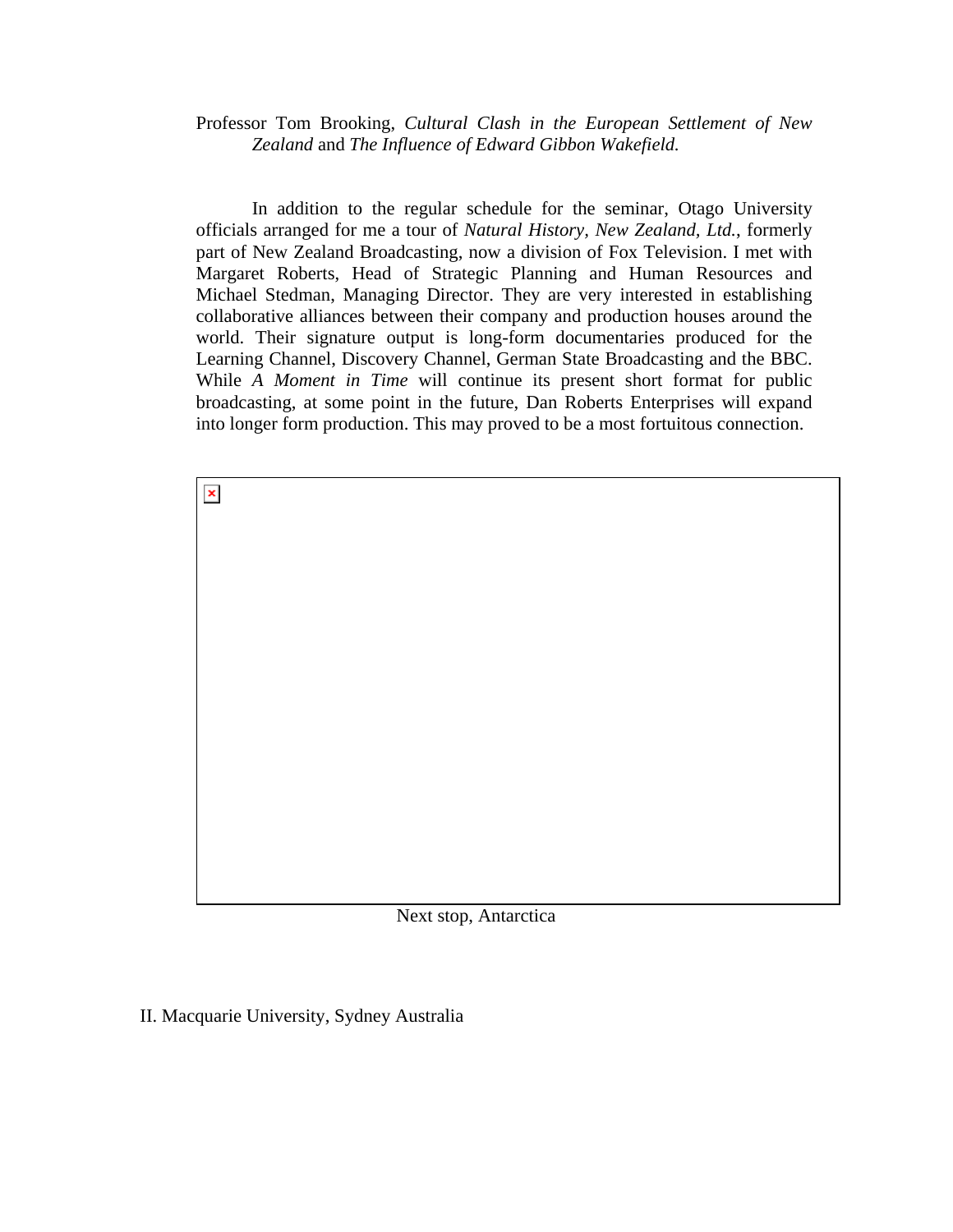Professor Tom Brooking, *Cultural Clash in the European Settlement of New Zealand* and *The Influence of Edward Gibbon Wakefield.*

In addition to the regular schedule for the seminar, Otago University officials arranged for me a tour of *Natural History, New Zealand, Ltd.*, formerly part of New Zealand Broadcasting, now a division of Fox Television. I met with Margaret Roberts, Head of Strategic Planning and Human Resources and Michael Stedman, Managing Director. They are very interested in establishing collaborative alliances between their company and production houses around the world. Their signature output is long-form documentaries produced for the Learning Channel, Discovery Channel, German State Broadcasting and the BBC. While *A Moment in Time* will continue its present short format for public broadcasting, at some point in the future, Dan Roberts Enterprises will expand into longer form production. This may proved to be a most fortuitous connection.

Next stop, Antarctica

## II. Macquarie University, Sydney Australia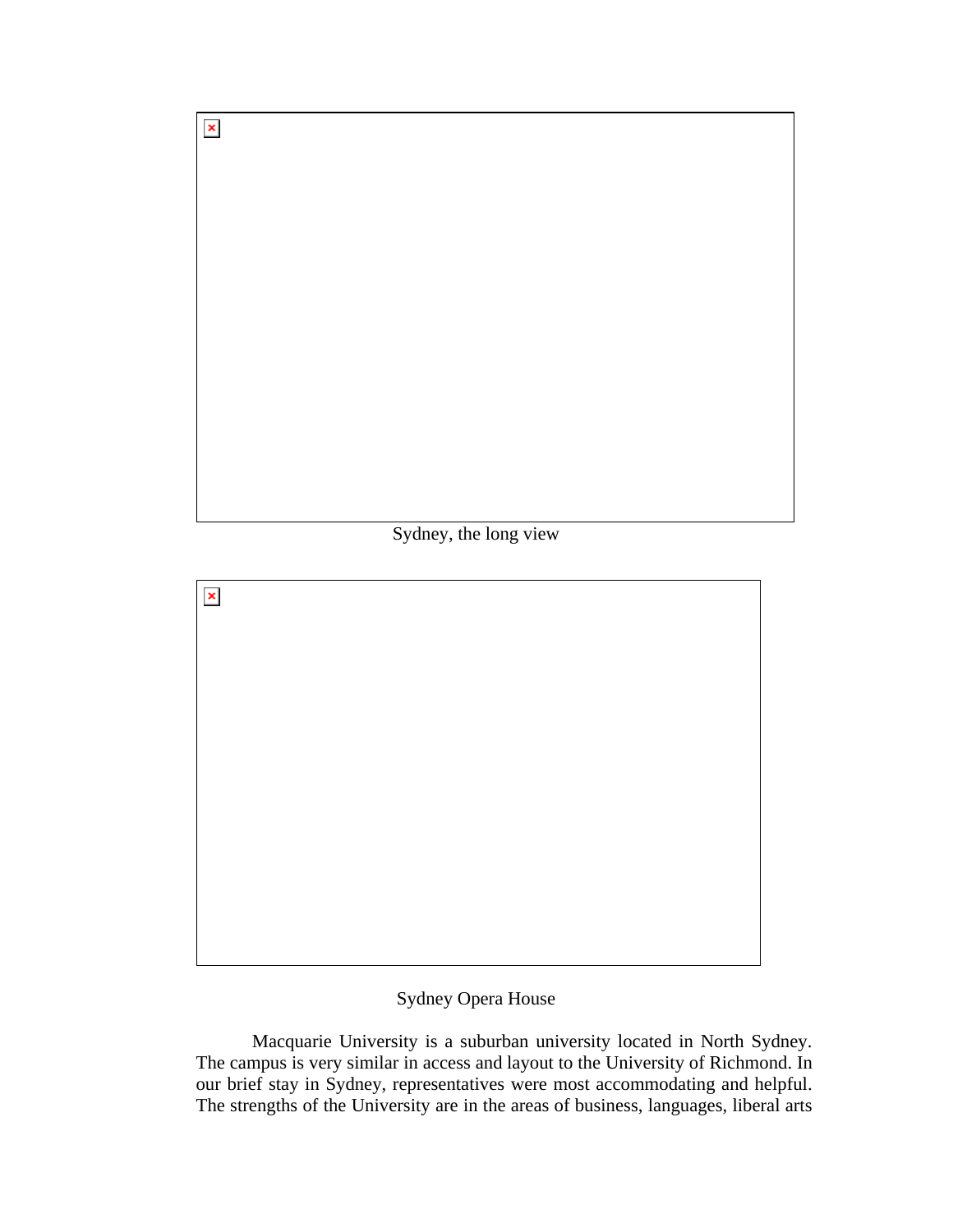Sydney, the long view

Sydney Opera House

Macquarie University is a suburban university located in North Sydney. The campus is very similar in access and layout to the University of Richmond. In our brief stay in Sydney, representatives were most accommodating and helpful. The strengths of the University are in the areas of business, languages, liberal arts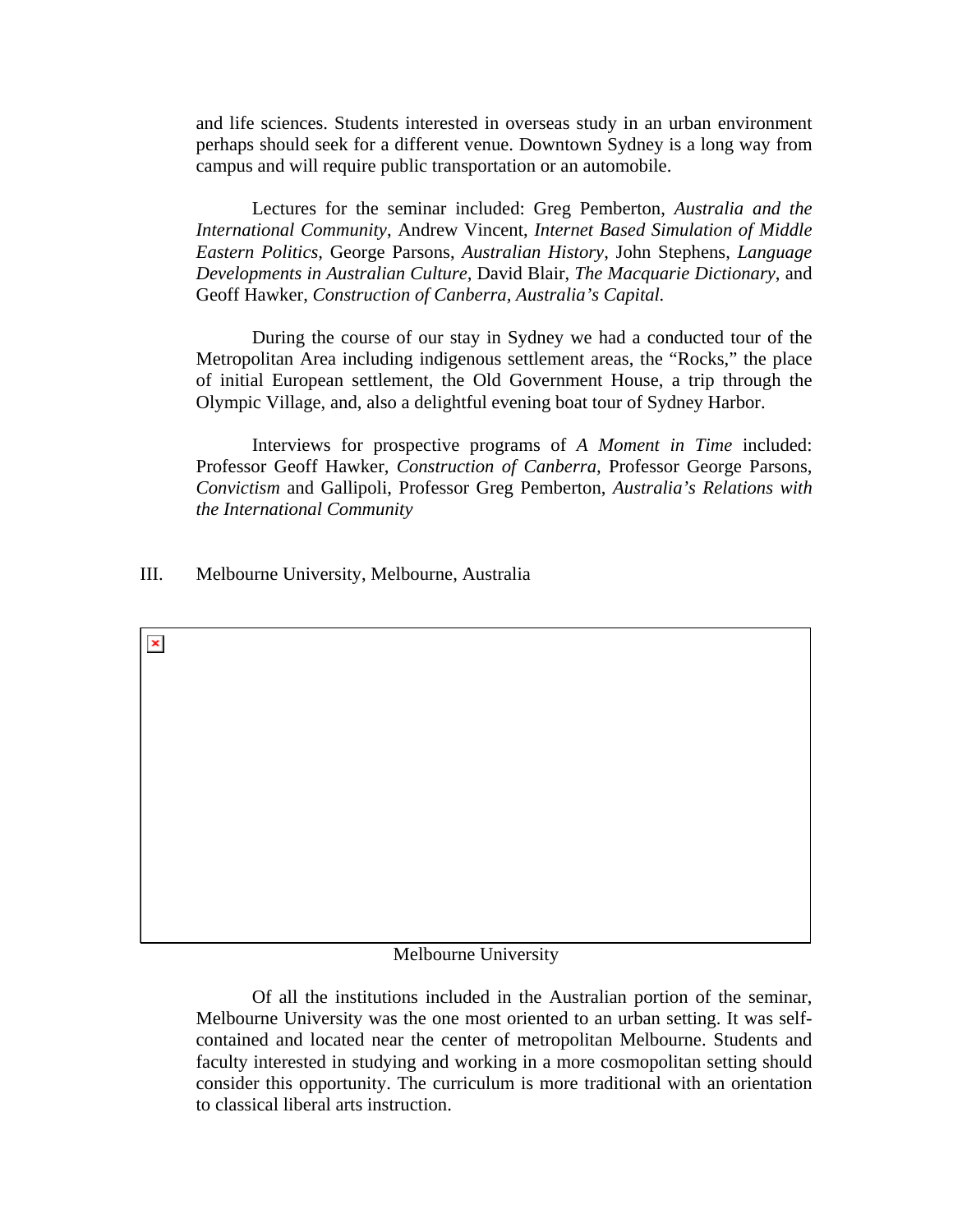and life sciences. Students interested in overseas study in an urban environment perhaps should seek for a different venue. Downtown Sydney is a long way from campus and will require public transportation or an automobile.

Lectures for the seminar included: Greg Pemberton, *Australia and the International Community*, Andrew Vincent, *Internet Based Simulation of Middle Eastern Politics*, George Parsons, *Australian History*, John Stephens, *Language Developments in Australian Culture*, David Blair, *The Macquarie Dictionary*, and Geoff Hawker, *Construction of Canberra, Australia's Capital.*

During the course of our stay in Sydney we had a conducted tour of the Metropolitan Area including indigenous settlement areas, the "Rocks," the place of initial European settlement, the Old Government House, a trip through the Olympic Village, and, also a delightful evening boat tour of Sydney Harbor.

Interviews for prospective programs of *A Moment in Time* included: Professor Geoff Hawker, *Construction of Canberra*, Professor George Parsons, *Convictism* and Gallipoli, Professor Greg Pemberton, *Australia's Relations with the International Community*

## III. Melbourne University, Melbourne, Australia

Melbourne University

Of all the institutions included in the Australian portion of the seminar, Melbourne University was the one most oriented to an urban setting. It was self-contained and located near the center of metropolitan Melbourne. Students and faculty interested in studying and working in a more cosmopolitan setting should consider this opportunity. The curriculum is more traditional with an orientation to classical liberal arts instruction.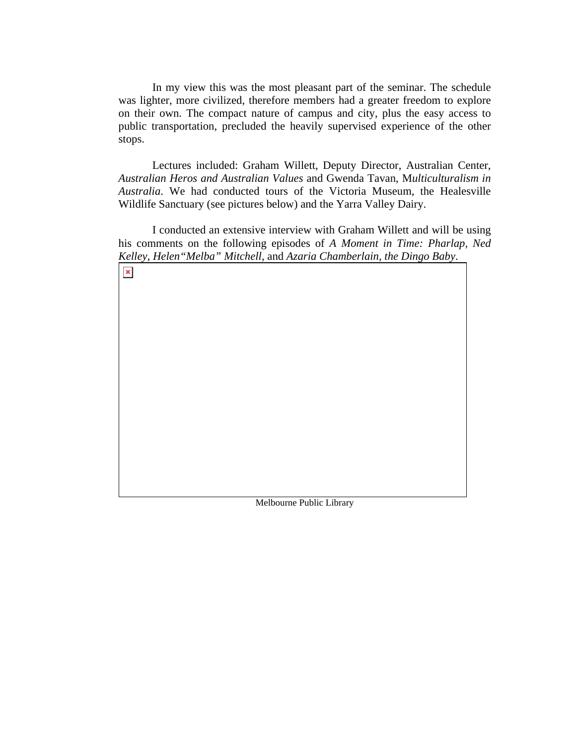In my view this was the most pleasant part of the seminar. The schedule was lighter, more civilized, therefore members had a greater freedom to explore on their own. The compact nature of campus and city, plus the easy access to public transportation, precluded the heavily supervised experience of the other stops.

Lectures included: Graham Willett, Deputy Director, Australian Center, *Australian Heros and Australian Values* and Gwenda Tavan, M*ulticulturalism in Australia*. We had conducted tours of the Victoria Museum, the Healesville Wildlife Sanctuary (see pictures below) and the Yarra Valley Dairy.

I conducted an extensive interview with Graham Willett and will be using his comments on the following episodes of *A Moment in Time: Pharlap, Ned Kelley, Helen"Melba" Mitchell,* and *Azaria Chamberlain, the Dingo Baby*.

Melbourne Public Library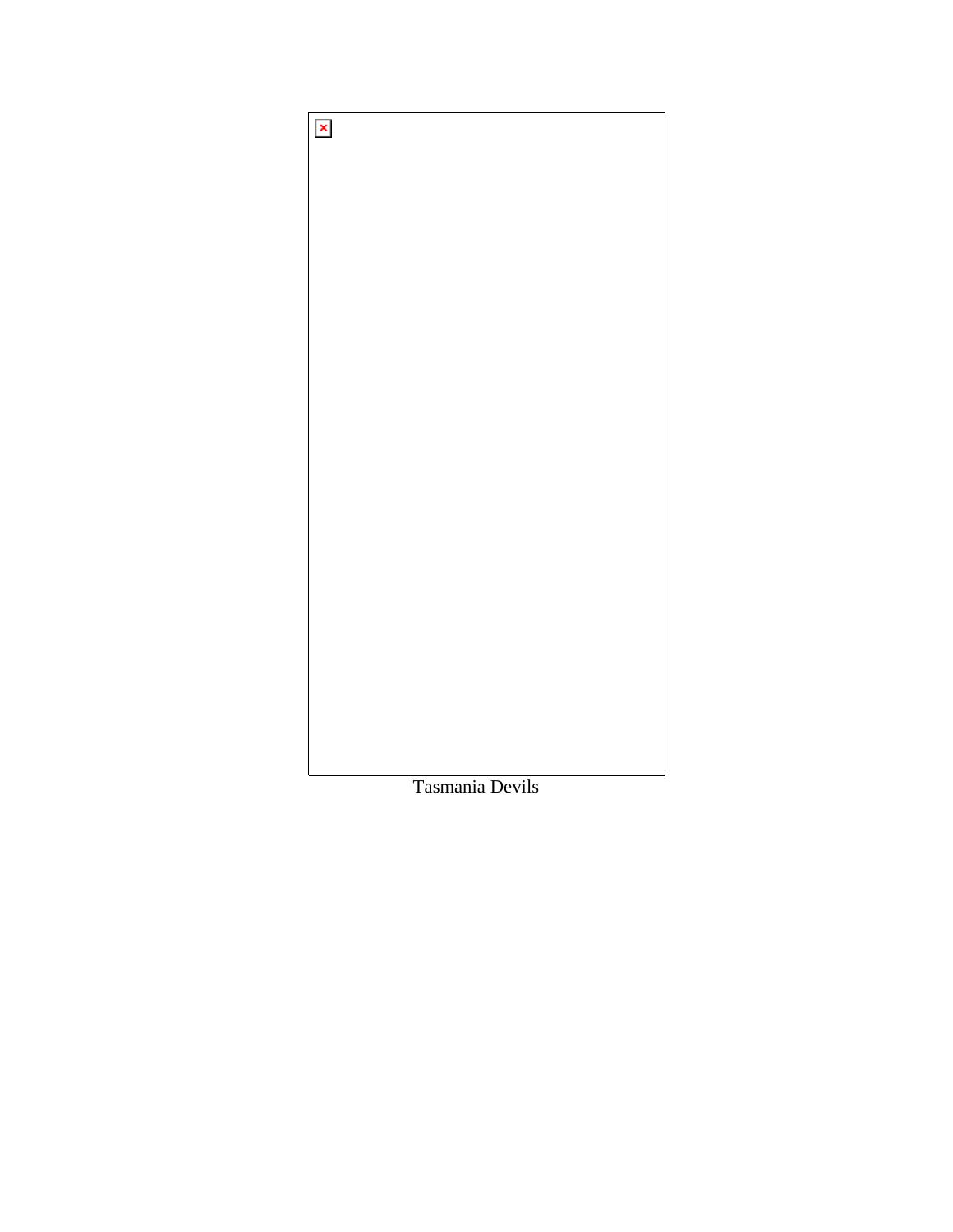Tasmania Devils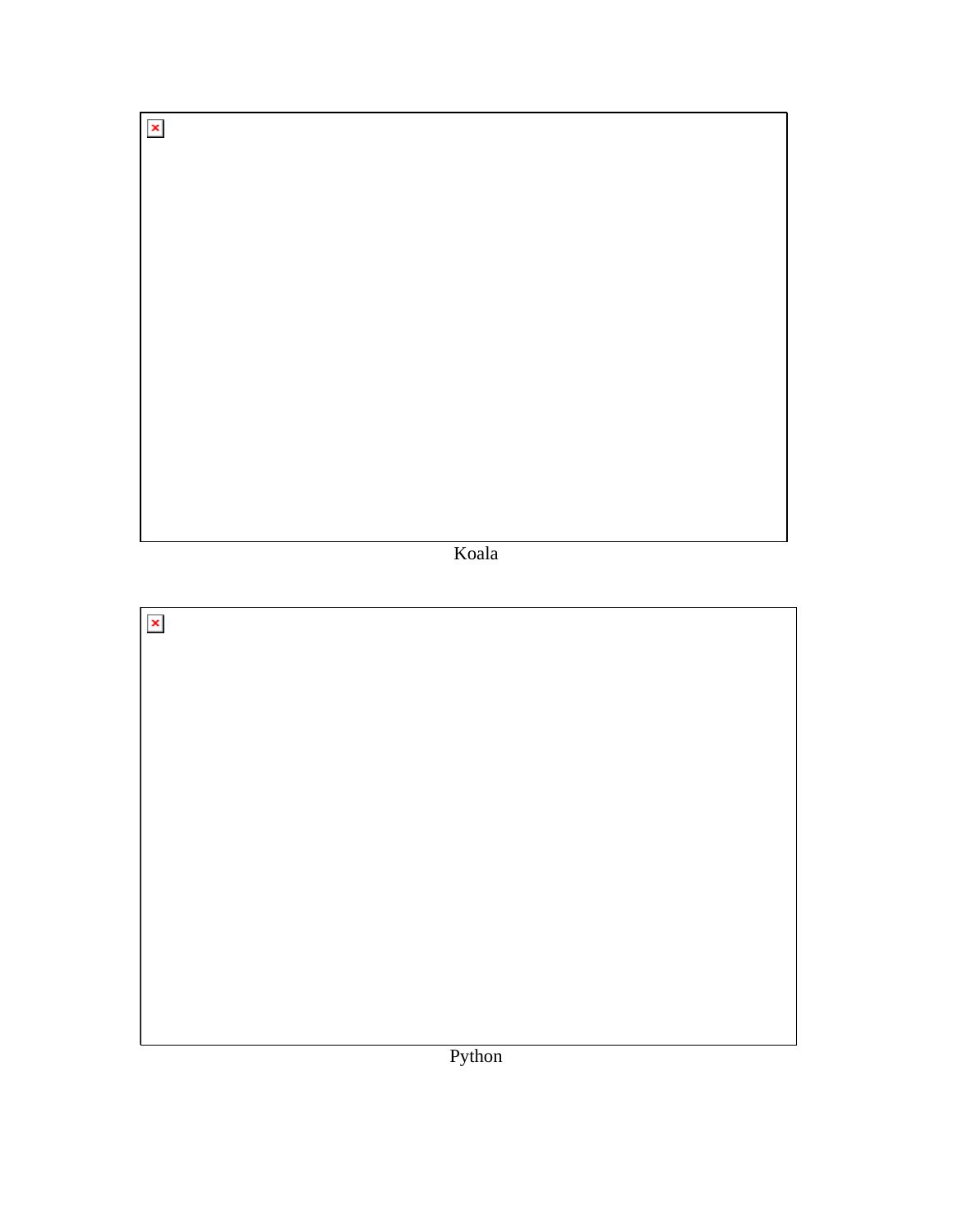Koala

Python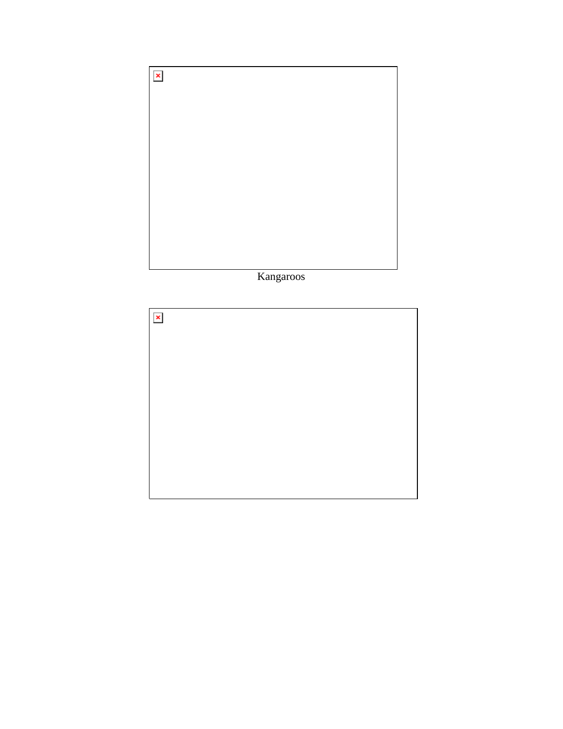Kangaroos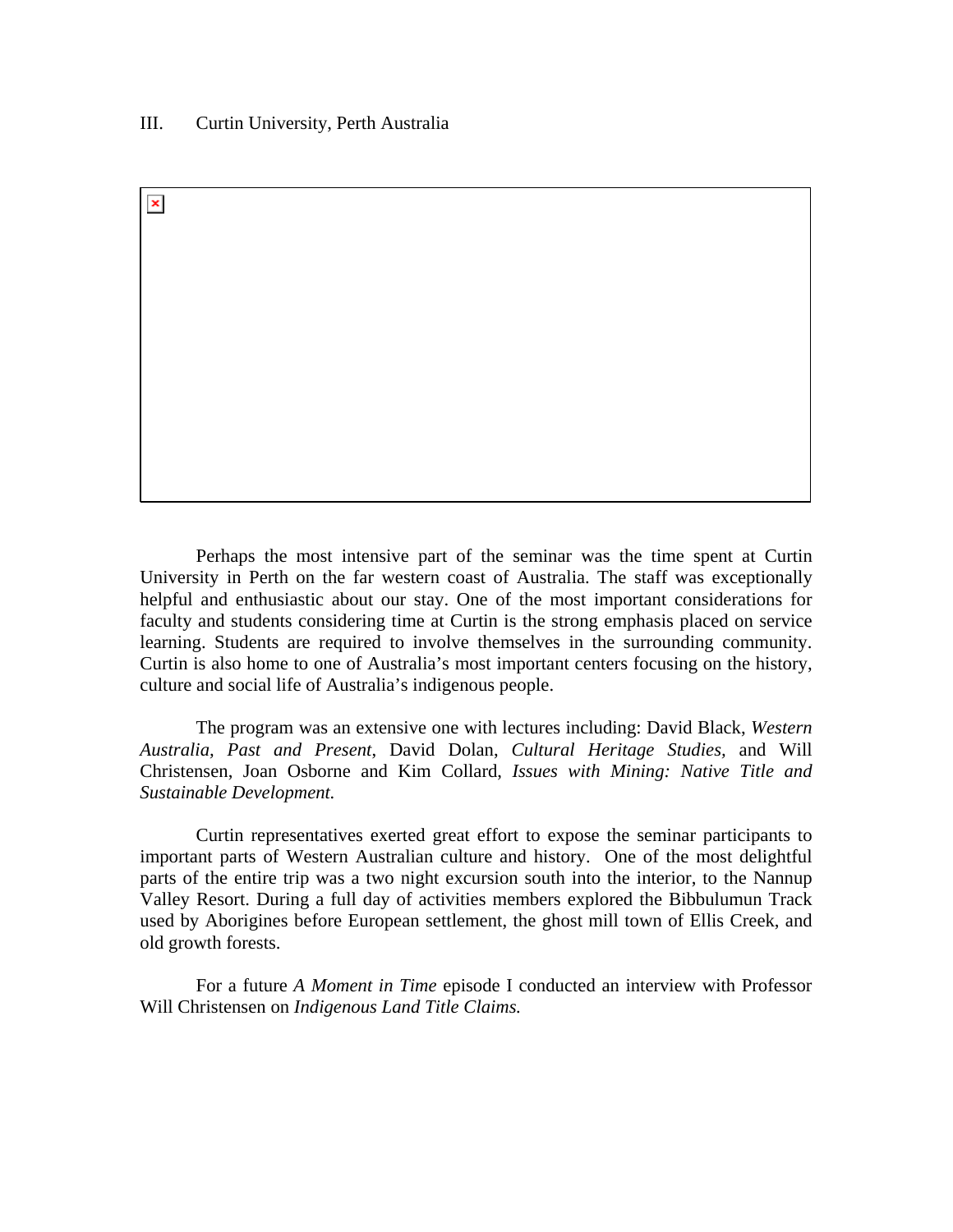## III. Curtin University, Perth Australia

Perhaps the most intensive part of the seminar was the time spent at Curtin University in Perth on the far western coast of Australia. The staff was exceptionally helpful and enthusiastic about our stay. One of the most important considerations for faculty and students considering time at Curtin is the strong emphasis placed on service learning. Students are required to involve themselves in the surrounding community. Curtin is also home to one of Australia's most important centers focusing on the history, culture and social life of Australia's indigenous people.

The program was an extensive one with lectures including: David Black, *Western Australia, Past and Present*, David Dolan, *Cultural Heritage Studies,* and Will Christensen, Joan Osborne and Kim Collard, *Issues with Mining: Native Title and Sustainable Development.*

Curtin representatives exerted great effort to expose the seminar participants to important parts of Western Australian culture and history. One of the most delightful parts of the entire trip was a two night excursion south into the interior, to the Nannup Valley Resort. During a full day of activities members explored the Bibbulumun Track used by Aborigines before European settlement, the ghost mill town of Ellis Creek, and old growth forests.

For a future *A Moment in Time* episode I conducted an interview with Professor Will Christensen on *Indigenous Land Title Claims.*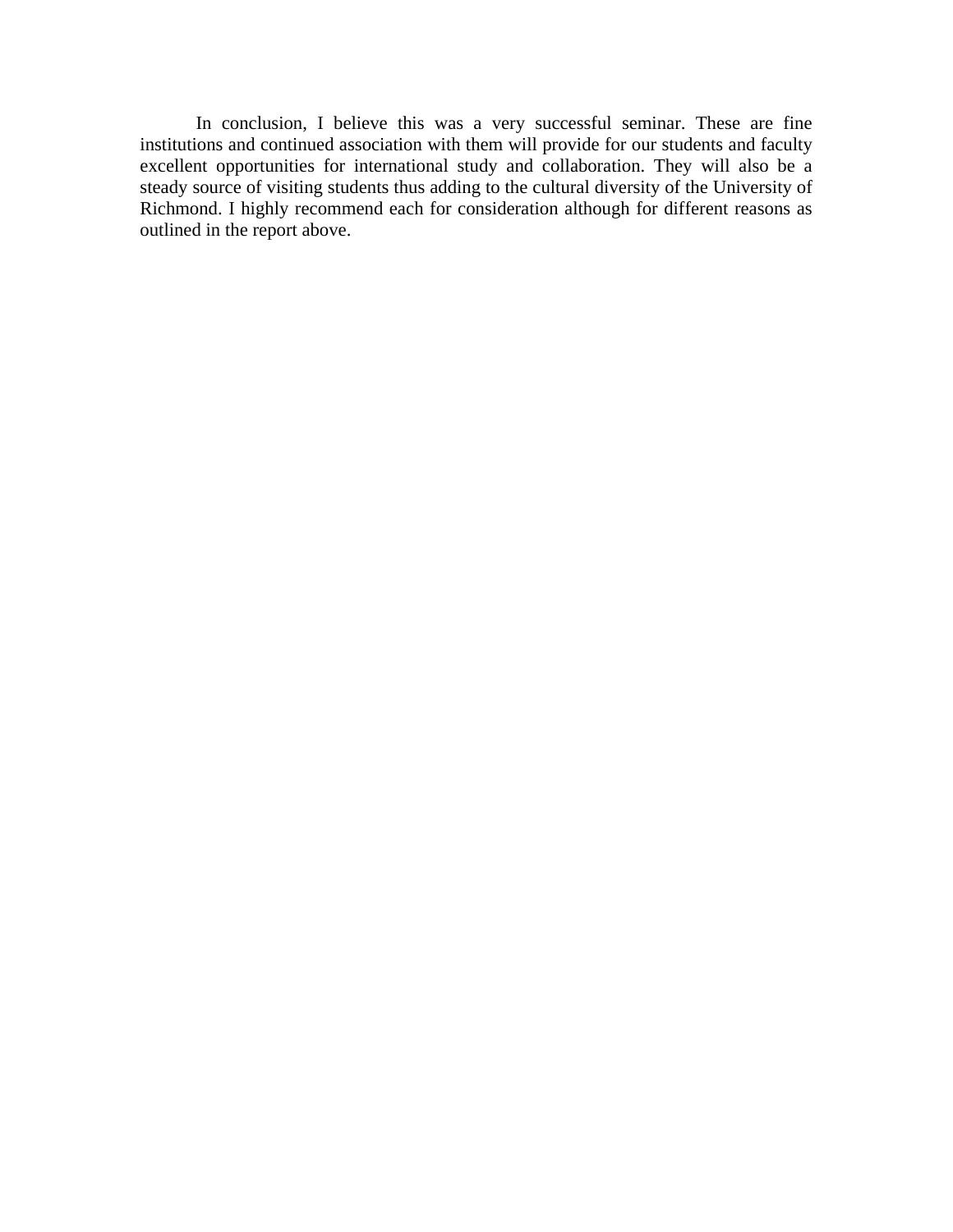In conclusion, I believe this was a very successful seminar. These are fine institutions and continued association with them will provide for our students and faculty excellent opportunities for international study and collaboration. They will also be a steady source of visiting students thus adding to the cultural diversity of the University of Richmond. I highly recommend each for consideration although for different reasons as outlined in the report above.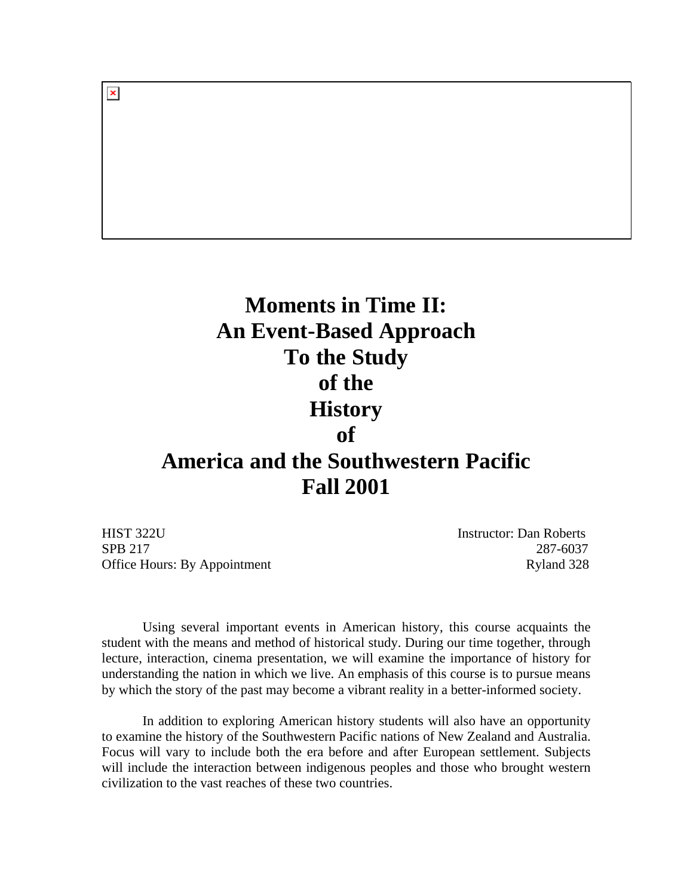# Moments in Time II: An Event-Based Approach To the Study of the History of America and the Southwestern Pacific Fall 2001

| | |
|---|---|
| HIST 322U | Instructor: Dan Roberts |
| SPB 217 | 287-6037 |
| Office Hours: By Appointment | Ryland 328 |

Using several important events in American history, this course acquaints the student with the means and method of historical study. During our time together, through lecture, interaction, cinema presentation, we will examine the importance of history for understanding the nation in which we live. An emphasis of this course is to pursue means by which the story of the past may become a vibrant reality in a better-informed society.

In addition to exploring American history students will also have an opportunity to examine the history of the Southwestern Pacific nations of New Zealand and Australia. Focus will vary to include both the era before and after European settlement. Subjects will include the interaction between indigenous peoples and those who brought western civilization to the vast reaches of these two countries.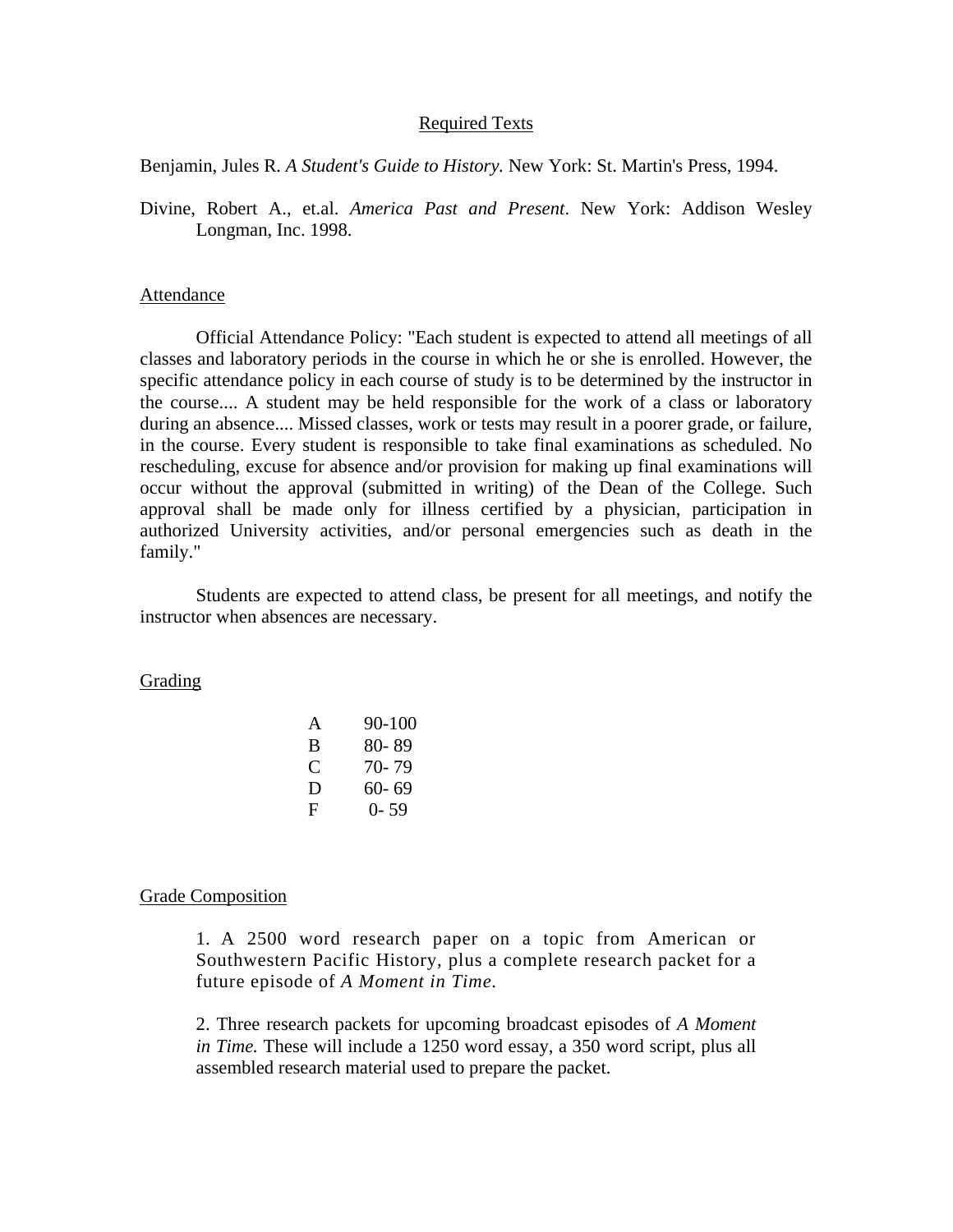## Required Texts

Benjamin, Jules R. *A Student's Guide to History.* New York: St. Martin's Press, 1994.

Divine, Robert A., et.al. *America Past and Present*. New York: Addison Wesley Longman, Inc. 1998.

## Attendance

Official Attendance Policy: "Each student is expected to attend all meetings of all classes and laboratory periods in the course in which he or she is enrolled. However, the specific attendance policy in each course of study is to be determined by the instructor in the course.... A student may be held responsible for the work of a class or laboratory during an absence.... Missed classes, work or tests may result in a poorer grade, or failure, in the course. Every student is responsible to take final examinations as scheduled. No rescheduling, excuse for absence and/or provision for making up final examinations will occur without the approval (submitted in writing) of the Dean of the College. Such approval shall be made only for illness certified by a physician, participation in authorized University activities, and/or personal emergencies such as death in the family."

Students are expected to attend class, be present for all meetings, and notify the instructor when absences are necessary.

## Grading

| | |
|---|---|
| A | 90-100 |
| B | 80- 89 |
| C | 70- 79 |
| D | 60- 69 |
| F | 0- 59 |

## Grade Composition

1. A 2500 word research paper on a topic from American or Southwestern Pacific History, plus a complete research packet for a future episode of *A Moment in Time.*

2. Three research packets for upcoming broadcast episodes of *A Moment in Time.* These will include a 1250 word essay, a 350 word script, plus all assembled research material used to prepare the packet.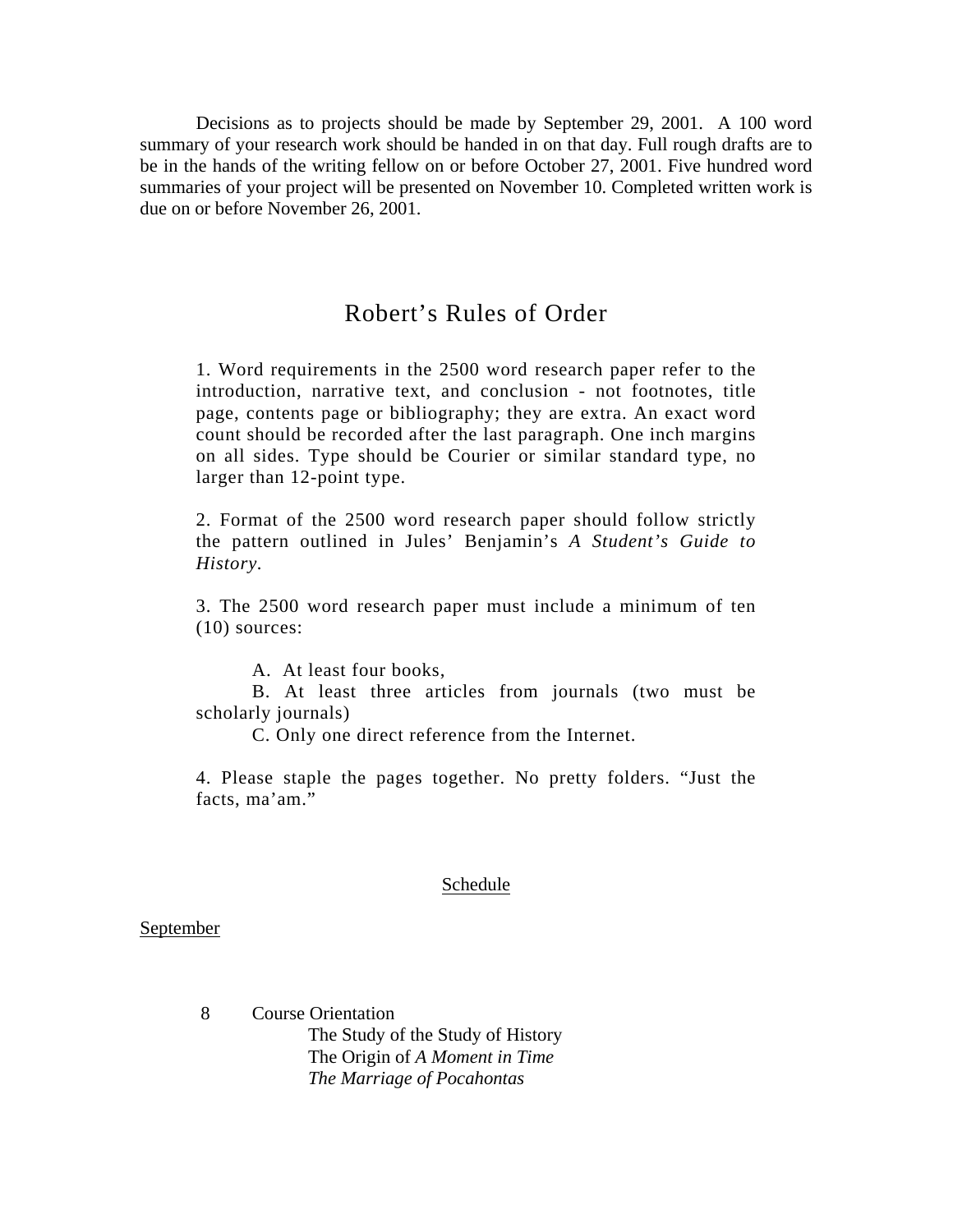Decisions as to projects should be made by September 29, 2001. A 100 word summary of your research work should be handed in on that day. Full rough drafts are to be in the hands of the writing fellow on or before October 27, 2001. Five hundred word summaries of your project will be presented on November 10. Completed written work is due on or before November 26, 2001.

## Robert's Rules of Order

1. Word requirements in the 2500 word research paper refer to the introduction, narrative text, and conclusion - not footnotes, title page, contents page or bibliography; they are extra. An exact word count should be recorded after the last paragraph. One inch margins on all sides. Type should be Courier or similar standard type, no larger than 12-point type.

2. Format of the 2500 word research paper should follow strictly the pattern outlined in Jules' Benjamin's *A Student's Guide to History*.

3. The 2500 word research paper must include a minimum of ten (10) sources:

   A. At least four books,
   B. At least three articles from journals (two must be scholarly journals)
   C. Only one direct reference from the Internet.

4. Please staple the pages together. No pretty folders. "Just the facts, ma'am."

### Schedule

September

8 Course Orientation
  The Study of the Study of History
  The Origin of *A Moment in Time*
  *The Marriage of Pocahontas*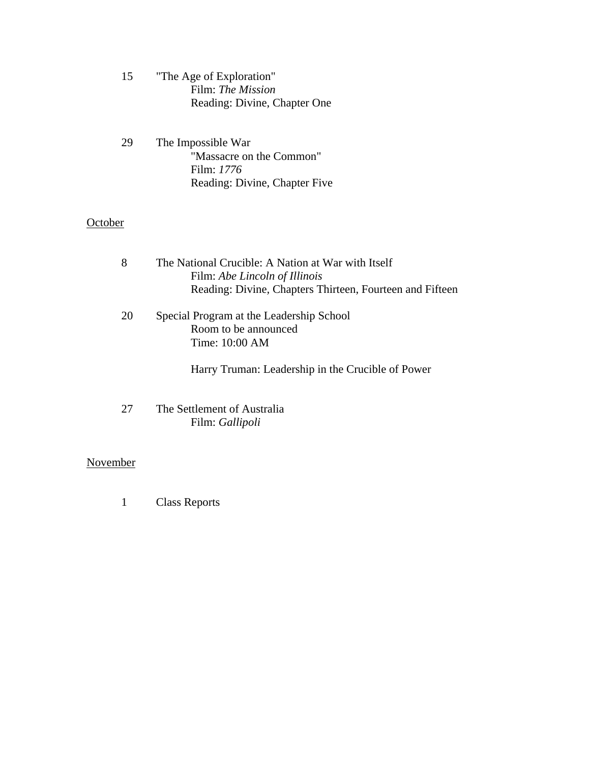15 "The Age of Exploration"

Film: *The Mission*

Reading: Divine, Chapter One

29 The Impossible War

"Massacre on the Common"

Film: *1776*

Reading: Divine, Chapter Five

<u>October</u>

8 The National Crucible: A Nation at War with Itself

Film: *Abe Lincoln of Illinois*

Reading: Divine, Chapters Thirteen, Fourteen and Fifteen

20 Special Program at the Leadership School

Room to be announced

Time: 10:00 AM

Harry Truman: Leadership in the Crucible of Power

27 The Settlement of Australia

Film: *Gallipoli*

<u>November</u>

1 Class Reports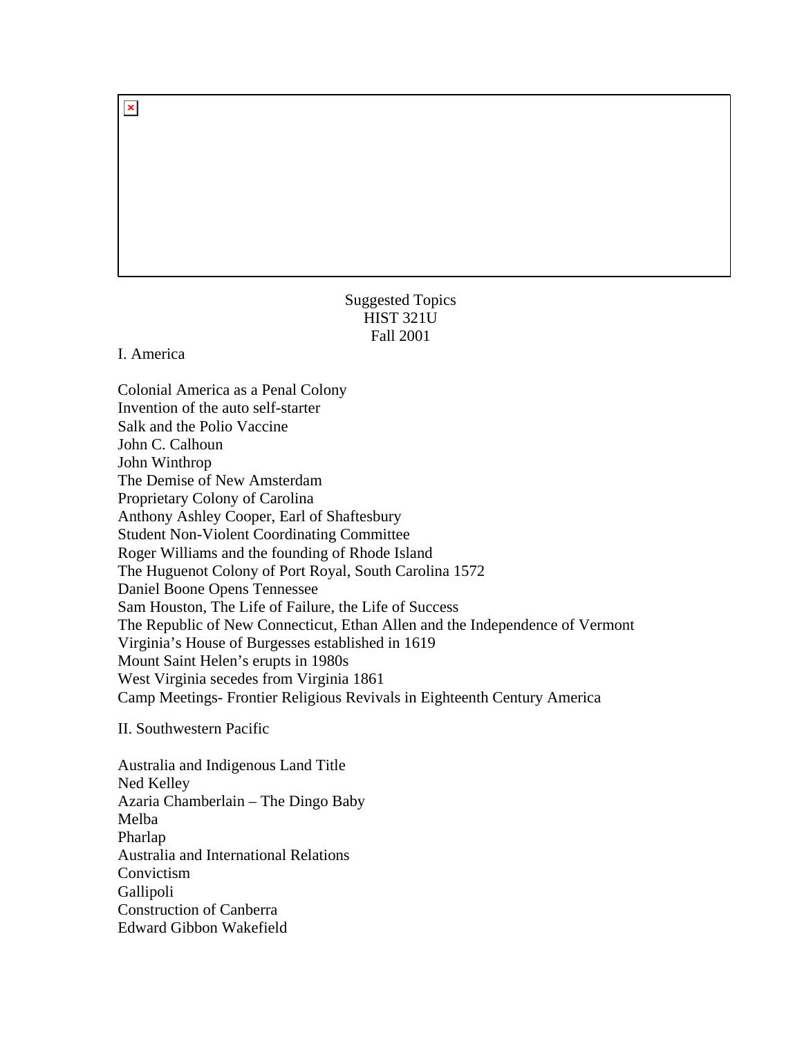Suggested Topics
HIST 321U
Fall 2001

I. America

Colonial America as a Penal Colony
Invention of the auto self-starter
Salk and the Polio Vaccine
John C. Calhoun
John Winthrop
The Demise of New Amsterdam
Proprietary Colony of Carolina
Anthony Ashley Cooper, Earl of Shaftesbury
Student Non-Violent Coordinating Committee
Roger Williams and the founding of Rhode Island
The Huguenot Colony of Port Royal, South Carolina 1572
Daniel Boone Opens Tennessee
Sam Houston, The Life of Failure, the Life of Success
The Republic of New Connecticut, Ethan Allen and the Independence of Vermont
Virginia's House of Burgesses established in 1619
Mount Saint Helen's erupts in 1980s
West Virginia secedes from Virginia 1861
Camp Meetings- Frontier Religious Revivals in Eighteenth Century America

II. Southwestern Pacific

Australia and Indigenous Land Title
Ned Kelley
Azaria Chamberlain – The Dingo Baby
Melba
Pharlap
Australia and International Relations
Convictism
Gallipoli
Construction of Canberra
Edward Gibbon Wakefield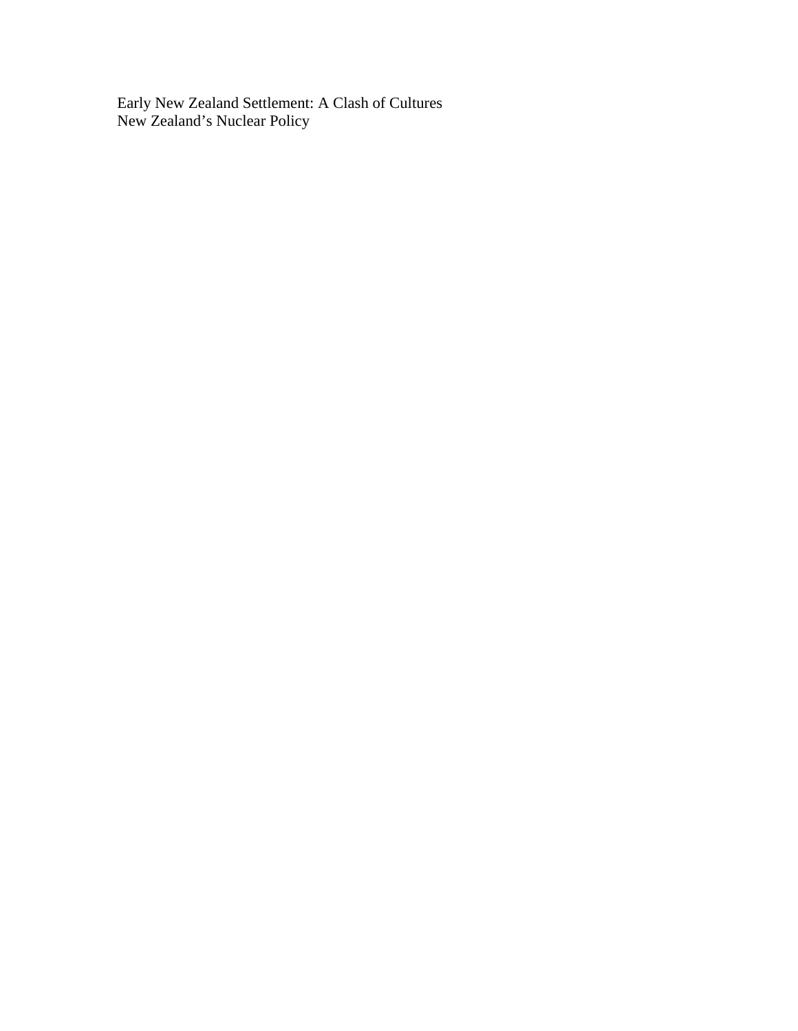Early New Zealand Settlement: A Clash of Cultures
New Zealand's Nuclear Policy